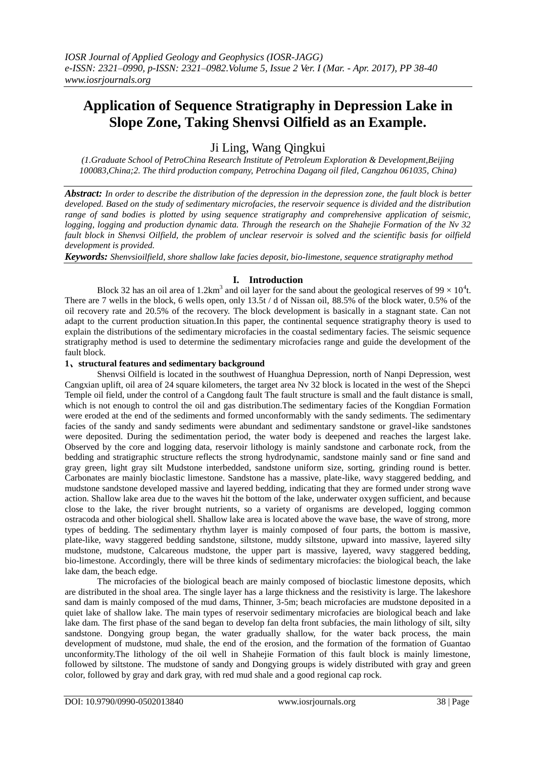# Application of Sequence Stratigraphy in Depression Lake in Slope Zone, Taking Shenvsi Oilfield as an Example.

Ji Ling, Wang Qingkui

*(1.Graduate School of PetroChina Research Institute of Petroleum Exploration & Development,Beijing 100083,China;2. The third production company, Petrochina Dagang oil filed, Cangzhou 061035, China)*

***Abstract:*** *In order to describe the distribution of the depression in the depression zone, the fault block is better developed. Based on the study of sedimentary microfacies, the reservoir sequence is divided and the distribution range of sand bodies is plotted by using sequence stratigraphy and comprehensive application of seismic, logging, logging and production dynamic data. Through the research on the Shahejie Formation of the Nv 32 fault block in Shenvsi Oilfield, the problem of unclear reservoir is solved and the scientific basis for oilfield development is provided.*

***Keywords:*** *Shenvsioilfield, shore shallow lake facies deposit, bio-limestone, sequence stratigraphy method*

## I. Introduction

Block 32 has an oil area of $1.2km^3$ and oil layer for the sand about the geological reserves of $99 \times 10^4$t. There are 7 wells in the block, 6 wells open, only 13.5t / d of Nissan oil, 88.5% of the block water, 0.5% of the oil recovery rate and 20.5% of the recovery. The block development is basically in a stagnant state. Can not adapt to the current production situation.In this paper, the continental sequence stratigraphy theory is used to explain the distributions of the sedimentary microfacies in the coastal sedimentary facies. The seismic sequence stratigraphy method is used to determine the sedimentary microfacies range and guide the development of the fault block.

### 1、structural features and sedimentary background

Shenvsi Oilfield is located in the southwest of Huanghua Depression, north of Nanpi Depression, west Cangxian uplift, oil area of 24 square kilometers, the target area Nv 32 block is located in the west of the Shepci Temple oil field, under the control of a Cangdong fault The fault structure is small and the fault distance is small, which is not enough to control the oil and gas distribution.The sedimentary facies of the Kongdian Formation were eroded at the end of the sediments and formed unconformably with the sandy sediments. The sedimentary facies of the sandy and sandy sediments were abundant and sedimentary sandstone or gravel-like sandstones were deposited. During the sedimentation period, the water body is deepened and reaches the largest lake. Observed by the core and logging data, reservoir lithology is mainly sandstone and carbonate rock, from the bedding and stratigraphic structure reflects the strong hydrodynamic, sandstone mainly sand or fine sand and gray green, light gray silt Mudstone interbedded, sandstone uniform size, sorting, grinding round is better. Carbonates are mainly bioclastic limestone. Sandstone has a massive, plate-like, wavy staggered bedding, and mudstone sandstone developed massive and layered bedding, indicating that they are formed under strong wave action. Shallow lake area due to the waves hit the bottom of the lake, underwater oxygen sufficient, and because close to the lake, the river brought nutrients, so a variety of organisms are developed, logging common ostracoda and other biological shell. Shallow lake area is located above the wave base, the wave of strong, more types of bedding. The sedimentary rhythm layer is mainly composed of four parts, the bottom is massive, plate-like, wavy staggered bedding sandstone, siltstone, muddy siltstone, upward into massive, layered silty mudstone, mudstone, Calcareous mudstone, the upper part is massive, layered, wavy staggered bedding, bio-limestone. Accordingly, there will be three kinds of sedimentary microfacies: the biological beach, the lake lake dam, the beach edge.

The microfacies of the biological beach are mainly composed of bioclastic limestone deposits, which are distributed in the shoal area. The single layer has a large thickness and the resistivity is large. The lakeshore sand dam is mainly composed of the mud dams, Thinner, 3-5m; beach microfacies are mudstone deposited in a quiet lake of shallow lake. The main types of reservoir sedimentary microfacies are biological beach and lake lake dam. The first phase of the sand began to develop fan delta front subfacies, the main lithology of silt, silty sandstone. Dongying group began, the water gradually shallow, for the water back process, the main development of mudstone, mud shale, the end of the erosion, and the formation of the formation of Guantao unconformity.The lithology of the oil well in Shahejie Formation of this fault block is mainly limestone, followed by siltstone. The mudstone of sandy and Dongying groups is widely distributed with gray and green color, followed by gray and dark gray, with red mud shale and a good regional cap rock.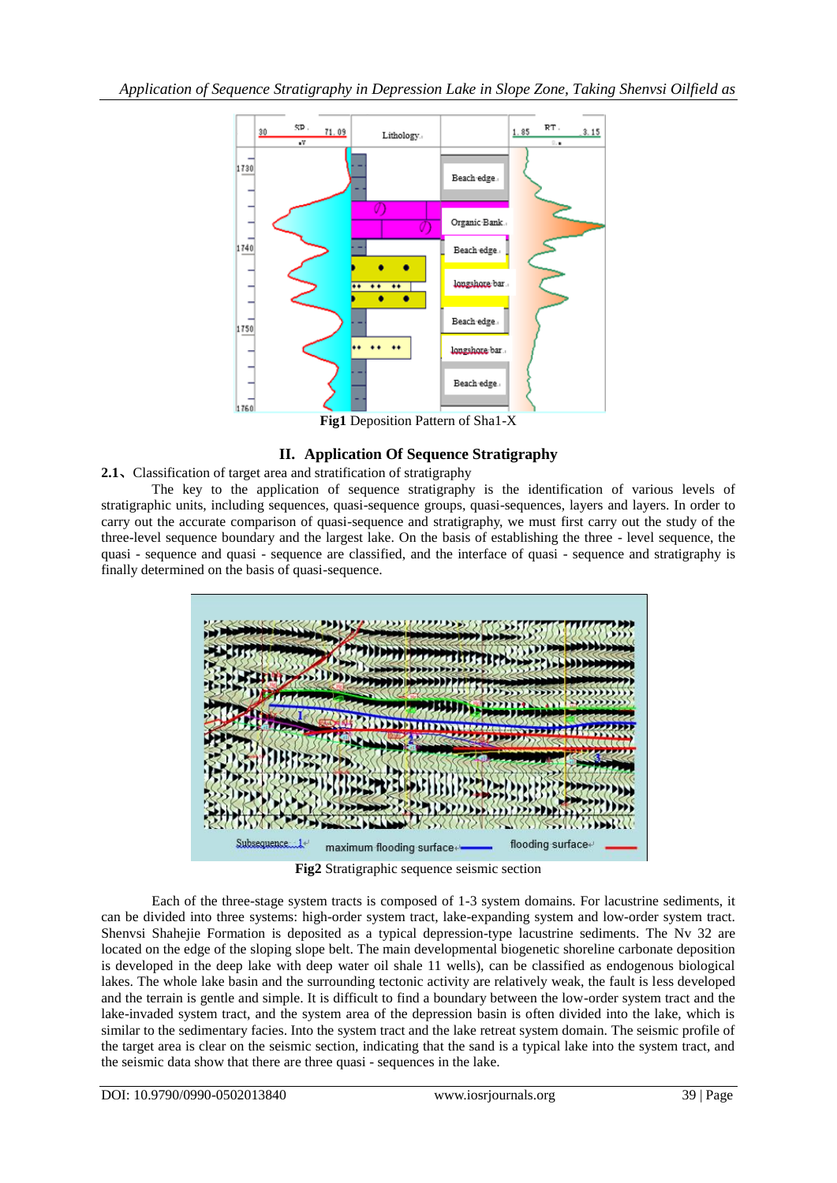SP 30 71.09 mV

Lithology

RT 1.85 3.15

1730

1740

1750

1760

Beach edge

Organic Bank

Beach edge

longshore bar

Beach edge

longshore bar

Beach edge

**Fig1** Deposition Pattern of Sha1-X

## II. Application Of Sequence Stratigraphy

**2.1**、Classification of target area and stratification of stratigraphy

The key to the application of sequence stratigraphy is the identification of various levels of stratigraphic units, including sequences, quasi-sequence groups, quasi-sequences, layers and layers. In order to carry out the accurate comparison of quasi-sequence and stratigraphy, we must first carry out the study of the three-level sequence boundary and the largest lake. On the basis of establishing the three - level sequence, the quasi - sequence and quasi - sequence are classified, and the interface of quasi - sequence and stratigraphy is finally determined on the basis of quasi-sequence.

Subsequence 1

maximum flooding surface

flooding surface

**Fig2** Stratigraphic sequence seismic section

Each of the three-stage system tracts is composed of 1-3 system domains. For lacustrine sediments, it can be divided into three systems: high-order system tract, lake-expanding system and low-order system tract. Shenvsi Shahejie Formation is deposited as a typical depression-type lacustrine sediments. The Nv 32 are located on the edge of the sloping slope belt. The main developmental biogenetic shoreline carbonate deposition is developed in the deep lake with deep water oil shale 11 wells), can be classified as endogenous biological lakes. The whole lake basin and the surrounding tectonic activity are relatively weak, the fault is less developed and the terrain is gentle and simple. It is difficult to find a boundary between the low-order system tract and the lake-invaded system tract, and the system area of the depression basin is often divided into the lake, which is similar to the sedimentary facies. Into the system tract and the lake retreat system domain. The seismic profile of the target area is clear on the seismic section, indicating that the sand is a typical lake into the system tract, and the seismic data show that there are three quasi - sequences in the lake.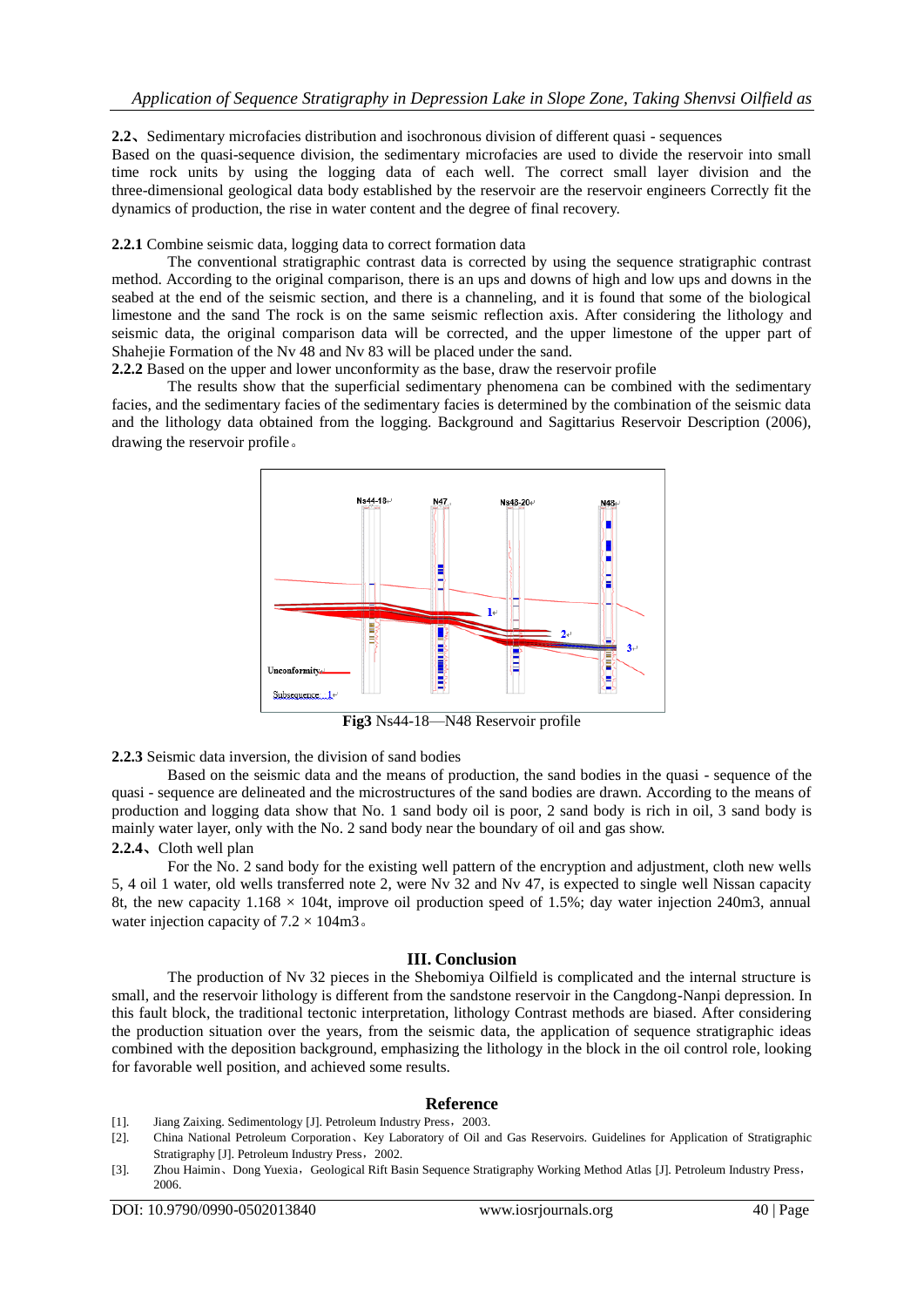**2.2**、Sedimentary microfacies distribution and isochronous division of different quasi - sequences

Based on the quasi-sequence division, the sedimentary microfacies are used to divide the reservoir into small time rock units by using the logging data of each well. The correct small layer division and the three-dimensional geological data body established by the reservoir are the reservoir engineers Correctly fit the dynamics of production, the rise in water content and the degree of final recovery.

**2.2.1** Combine seismic data, logging data to correct formation data

The conventional stratigraphic contrast data is corrected by using the sequence stratigraphic contrast method. According to the original comparison, there is an ups and downs of high and low ups and downs in the seabed at the end of the seismic section, and there is a channeling, and it is found that some of the biological limestone and the sand The rock is on the same seismic reflection axis. After considering the lithology and seismic data, the original comparison data will be corrected, and the upper limestone of the upper part of Shahejie Formation of the Nv 48 and Nv 83 will be placed under the sand.

**2.2.2** Based on the upper and lower unconformity as the base, draw the reservoir profile

The results show that the superficial sedimentary phenomena can be combined with the sedimentary facies, and the sedimentary facies of the sedimentary facies is determined by the combination of the seismic data and the lithology data obtained from the logging. Background and Sagittarius Reservoir Description (2006), drawing the reservoir profile。

Ns44-18
N47
Ns48-20
N48
1
2
3
Unconformity
Subsequence 1

**Fig3** Ns44-18—N48 Reservoir profile

**2.2.3** Seismic data inversion, the division of sand bodies

Based on the seismic data and the means of production, the sand bodies in the quasi - sequence of the quasi - sequence are delineated and the microstructures of the sand bodies are drawn. According to the means of production and logging data show that No. 1 sand body oil is poor, 2 sand body is rich in oil, 3 sand body is mainly water layer, only with the No. 2 sand body near the boundary of oil and gas show.

**2.2.4**、Cloth well plan

For the No. 2 sand body for the existing well pattern of the encryption and adjustment, cloth new wells 5, 4 oil 1 water, old wells transferred note 2, were Nv 32 and Nv 47, is expected to single well Nissan capacity 8t, the new capacity 1.168 × 104t, improve oil production speed of 1.5%; day water injection 240m3, annual water injection capacity of 7.2 × 104m3。

## III. Conclusion

The production of Nv 32 pieces in the Shebomiya Oilfield is complicated and the internal structure is small, and the reservoir lithology is different from the sandstone reservoir in the Cangdong-Nanpi depression. In this fault block, the traditional tectonic interpretation, lithology Contrast methods are biased. After considering the production situation over the years, from the seismic data, the application of sequence stratigraphic ideas combined with the deposition background, emphasizing the lithology in the block in the oil control role, looking for favorable well position, and achieved some results.

## Reference

[1]. Jiang Zaixing. Sedimentology [J]. Petroleum Industry Press，2003.

[2]. China National Petroleum Corporation、Key Laboratory of Oil and Gas Reservoirs. Guidelines for Application of Stratigraphic Stratigraphy [J]. Petroleum Industry Press，2002.

[3]. Zhou Haimin、Dong Yuexia，Geological Rift Basin Sequence Stratigraphy Working Method Atlas [J]. Petroleum Industry Press，2006.